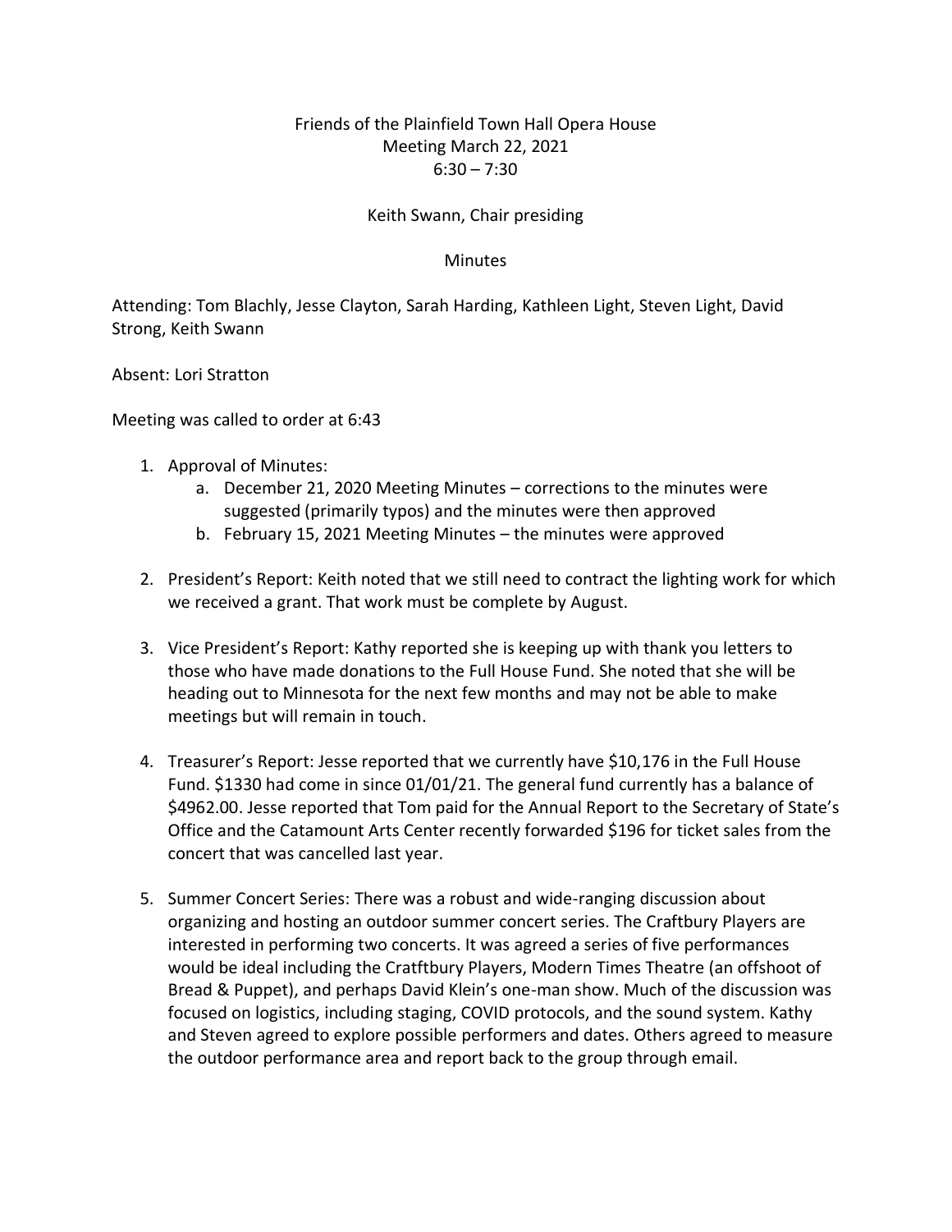Friends of the Plainfield Town Hall Opera House
Meeting March 22, 2021
6:30 – 7:30

Keith Swann, Chair presiding

Minutes

Attending: Tom Blachly, Jesse Clayton, Sarah Harding, Kathleen Light, Steven Light, David Strong, Keith Swann

Absent: Lori Stratton

Meeting was called to order at 6:43

1. Approval of Minutes:
   a. December 21, 2020 Meeting Minutes – corrections to the minutes were suggested (primarily typos) and the minutes were then approved
   b. February 15, 2021 Meeting Minutes – the minutes were approved

2. President's Report: Keith noted that we still need to contract the lighting work for which we received a grant. That work must be complete by August.

3. Vice President's Report: Kathy reported she is keeping up with thank you letters to those who have made donations to the Full House Fund. She noted that she will be heading out to Minnesota for the next few months and may not be able to make meetings but will remain in touch.

4. Treasurer's Report: Jesse reported that we currently have $10,176 in the Full House Fund. $1330 had come in since 01/01/21. The general fund currently has a balance of $4962.00. Jesse reported that Tom paid for the Annual Report to the Secretary of State's Office and the Catamount Arts Center recently forwarded $196 for ticket sales from the concert that was cancelled last year.

5. Summer Concert Series: There was a robust and wide-ranging discussion about organizing and hosting an outdoor summer concert series. The Craftbury Players are interested in performing two concerts. It was agreed a series of five performances would be ideal including the Cratftbury Players, Modern Times Theatre (an offshoot of Bread & Puppet), and perhaps David Klein's one-man show. Much of the discussion was focused on logistics, including staging, COVID protocols, and the sound system. Kathy and Steven agreed to explore possible performers and dates. Others agreed to measure the outdoor performance area and report back to the group through email.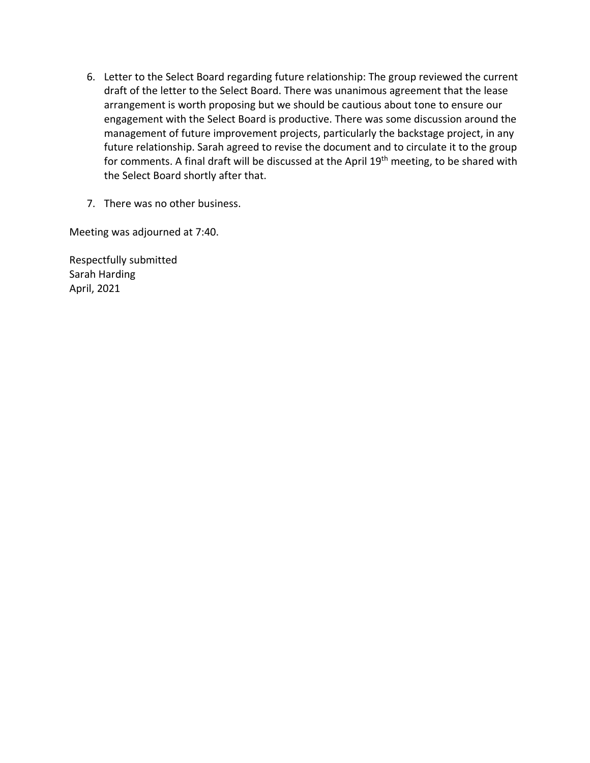6. Letter to the Select Board regarding future relationship: The group reviewed the current draft of the letter to the Select Board. There was unanimous agreement that the lease arrangement is worth proposing but we should be cautious about tone to ensure our engagement with the Select Board is productive. There was some discussion around the management of future improvement projects, particularly the backstage project, in any future relationship. Sarah agreed to revise the document and to circulate it to the group for comments. A final draft will be discussed at the April 19th meeting, to be shared with the Select Board shortly after that.

7. There was no other business.

Meeting was adjourned at 7:40.

Respectfully submitted
Sarah Harding
April, 2021